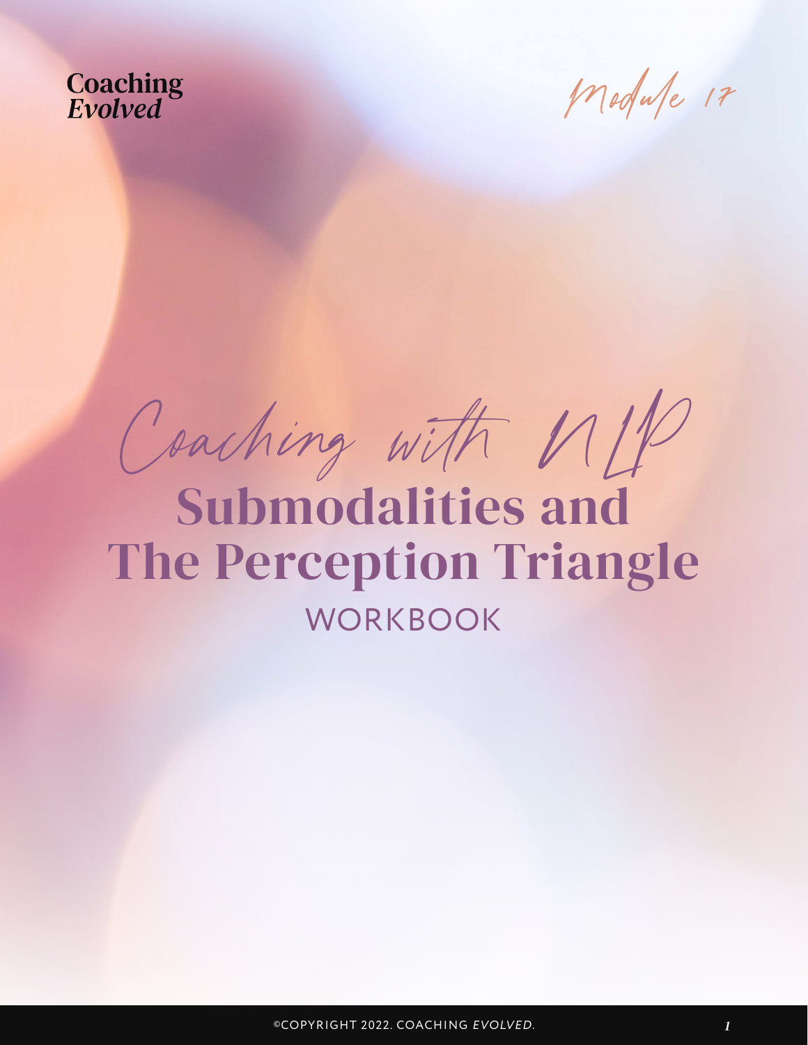Coaching *Evolved*

Module 17

Coaching with NLP

# Submodalities and The Perception Triangle

WORKBOOK

©COPYRIGHT 2022. COACHING *EVOLVED*.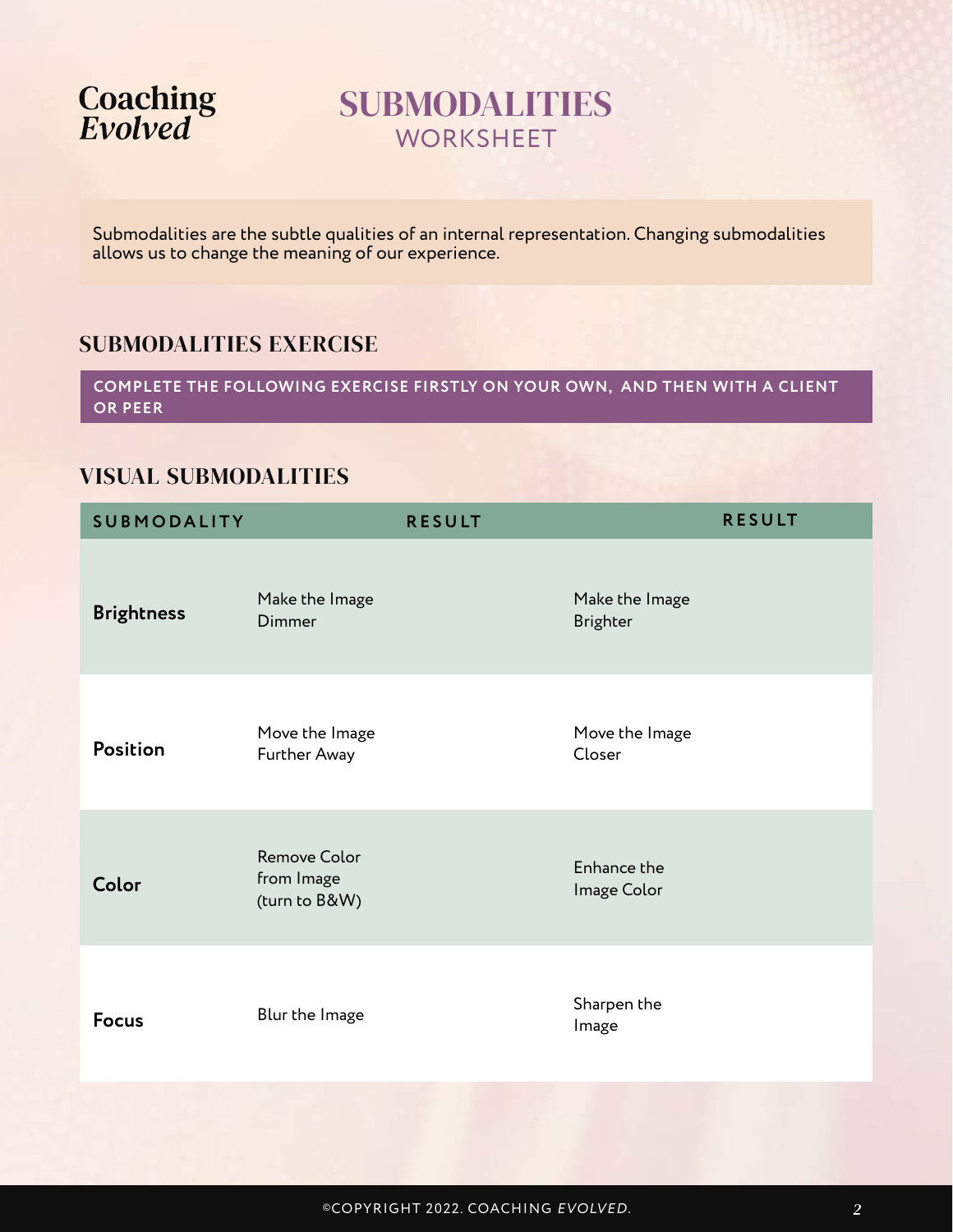Coaching *Evolved*

# SUBMODALITIES
WORKSHEET

Submodalities are the subtle qualities of an internal representation. Changing submodalities allows us to change the meaning of our experience.

## SUBMODALITIES EXERCISE

**COMPLETE THE FOLLOWING EXERCISE FIRSTLY ON YOUR OWN, AND THEN WITH A CLIENT OR PEER**

## VISUAL SUBMODALITIES

| SUBMODALITY | | RESULT | | RESULT |
|---|---|---|---|---|
| **Brightness** | Make the Image Dimmer | | Make the Image Brighter | |
| **Position** | Move the Image Further Away | | Move the Image Closer | |
| **Color** | Remove Color from Image (turn to B&W) | | Enhance the Image Color | |
| **Focus** | Blur the Image | | Sharpen the Image | |

©COPYRIGHT 2022. COACHING *EVOLVED*.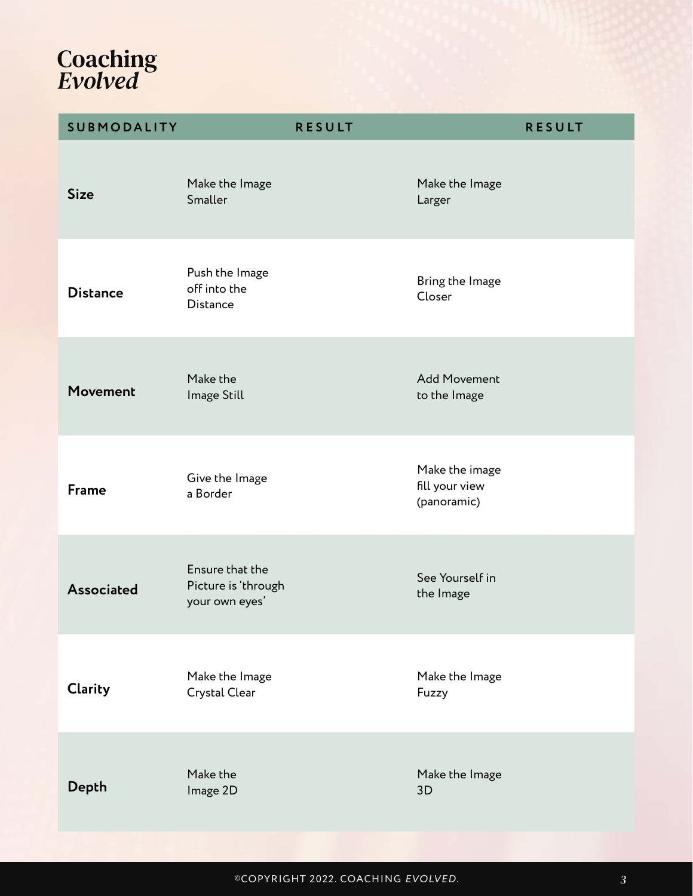# Coaching *Evolved*

| SUBMODALITY | RESULT | RESULT |
| --- | --- | --- |
| **Size** | Make the Image Smaller | Make the Image Larger |
| **Distance** | Push the Image off into the Distance | Bring the Image Closer |
| **Movement** | Make the Image Still | Add Movement to the Image |
| **Frame** | Give the Image a Border | Make the image fill your view (panoramic) |
| **Associated** | Ensure that the Picture is 'through your own eyes' | See Yourself in the Image |
| **Clarity** | Make the Image Crystal Clear | Make the Image Fuzzy |
| **Depth** | Make the Image 2D | Make the Image 3D |

©COPYRIGHT 2022. COACHING *EVOLVED*.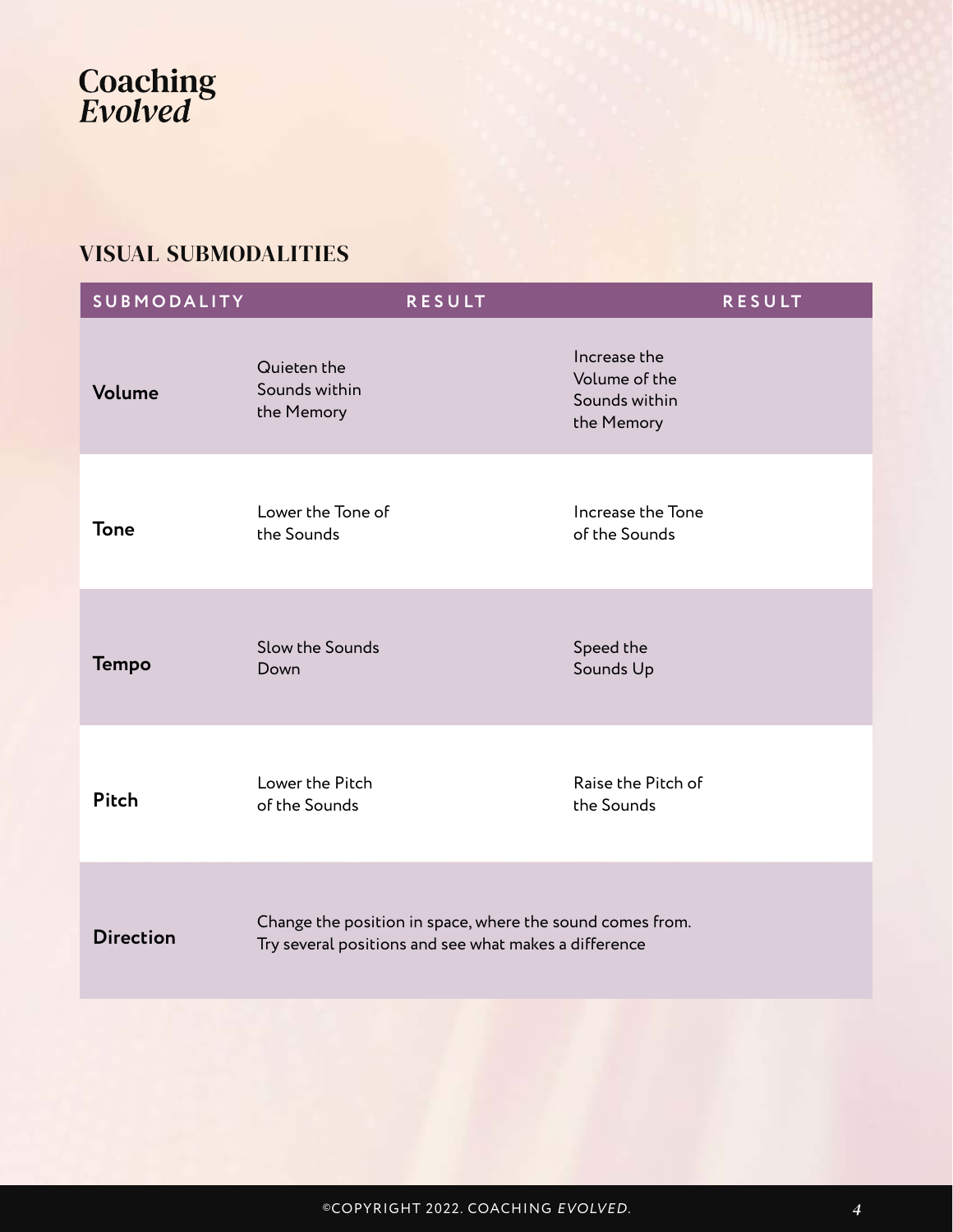## VISUAL SUBMODALITIES

| SUBMODALITY | RESULT | RESULT |
| --- | --- | --- |
| **Volume** | Quieten the Sounds within the Memory | Increase the Volume of the Sounds within the Memory |
| **Tone** | Lower the Tone of the Sounds | Increase the Tone of the Sounds |
| **Tempo** | Slow the Sounds Down | Speed the Sounds Up |
| **Pitch** | Lower the Pitch of the Sounds | Raise the Pitch of the Sounds |
| **Direction** | Change the position in space, where the sound comes from. Try several positions and see what makes a difference | |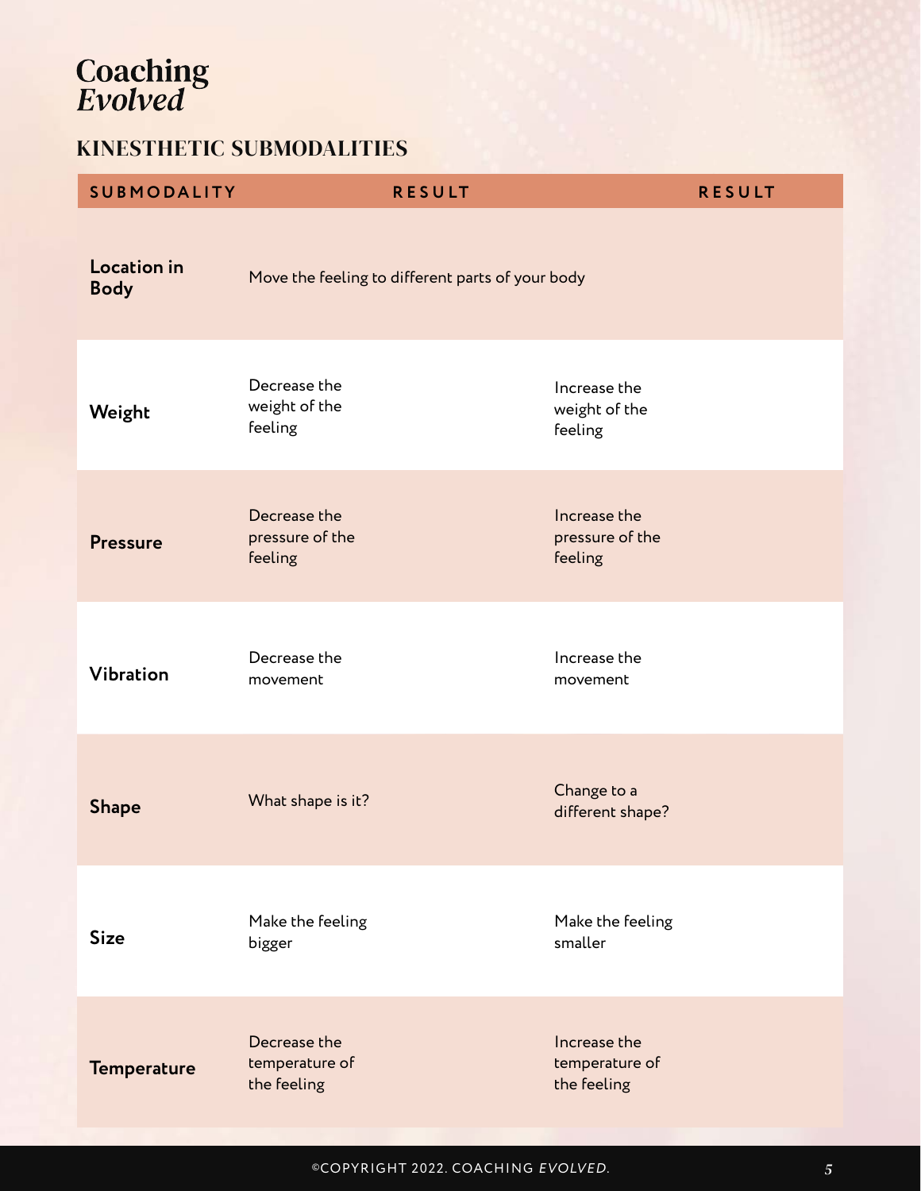# Coaching *Evolved*

## KINESTHETIC SUBMODALITIES

| SUBMODALITY | RESULT | RESULT |
|---|---|---|
| **Location in Body** | Move the feeling to different parts of your body | |
| **Weight** | Decrease the weight of the feeling | Increase the weight of the feeling |
| **Pressure** | Decrease the pressure of the feeling | Increase the pressure of the feeling |
| **Vibration** | Decrease the movement | Increase the movement |
| **Shape** | What shape is it? | Change to a different shape? |
| **Size** | Make the feeling bigger | Make the feeling smaller |
| **Temperature** | Decrease the temperature of the feeling | Increase the temperature of the feeling |

©COPYRIGHT 2022. COACHING *EVOLVED*.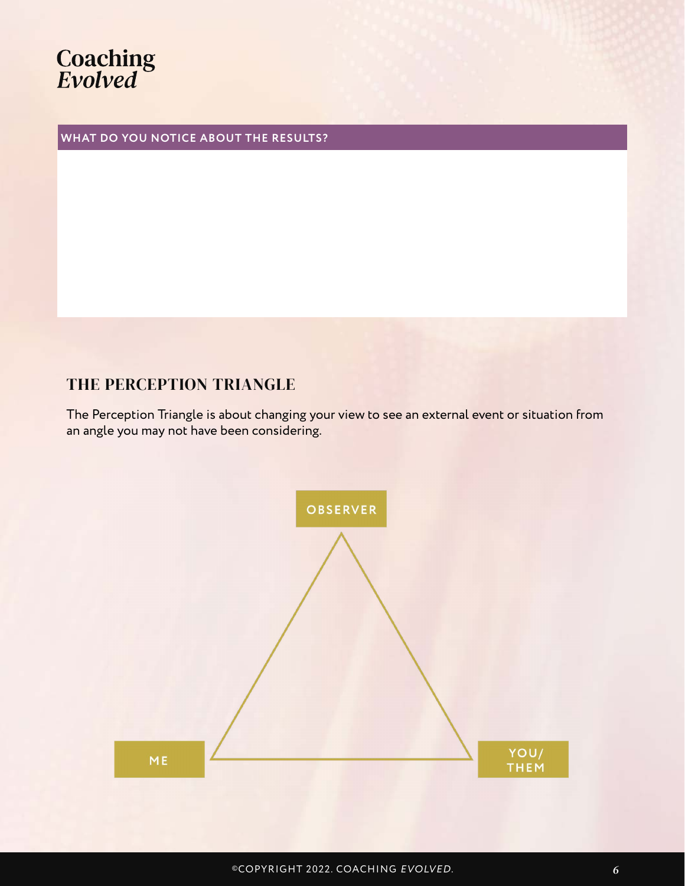**WHAT DO YOU NOTICE ABOUT THE RESULTS?**

## THE PERCEPTION TRIANGLE

The Perception Triangle is about changing your view to see an external event or situation from an angle you may not have been considering.

OBSERVER

ME

YOU/ THEM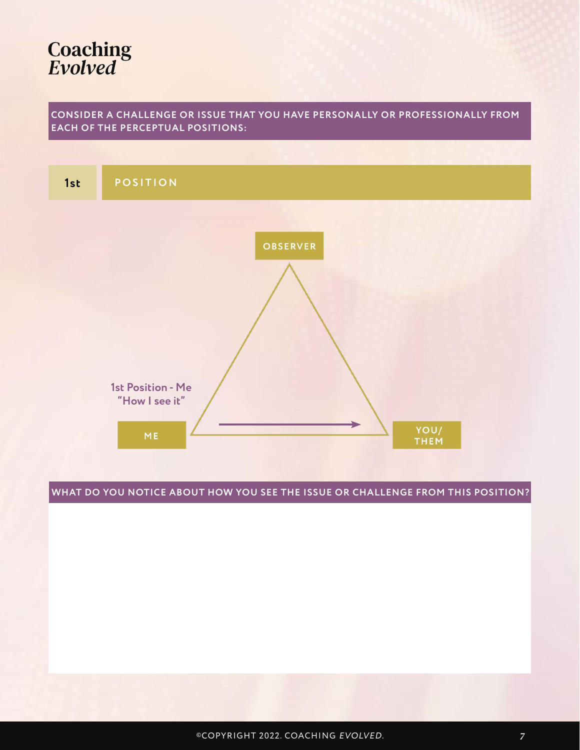# Coaching *Evolved*

**CONSIDER A CHALLENGE OR ISSUE THAT YOU HAVE PERSONALLY OR PROFESSIONALLY FROM EACH OF THE PERCEPTUAL POSITIONS:**

## 1st POSITION

OBSERVER

1st Position - Me
"How I see it"

ME → YOU/ THEM

**WHAT DO YOU NOTICE ABOUT HOW YOU SEE THE ISSUE OR CHALLENGE FROM THIS POSITION?**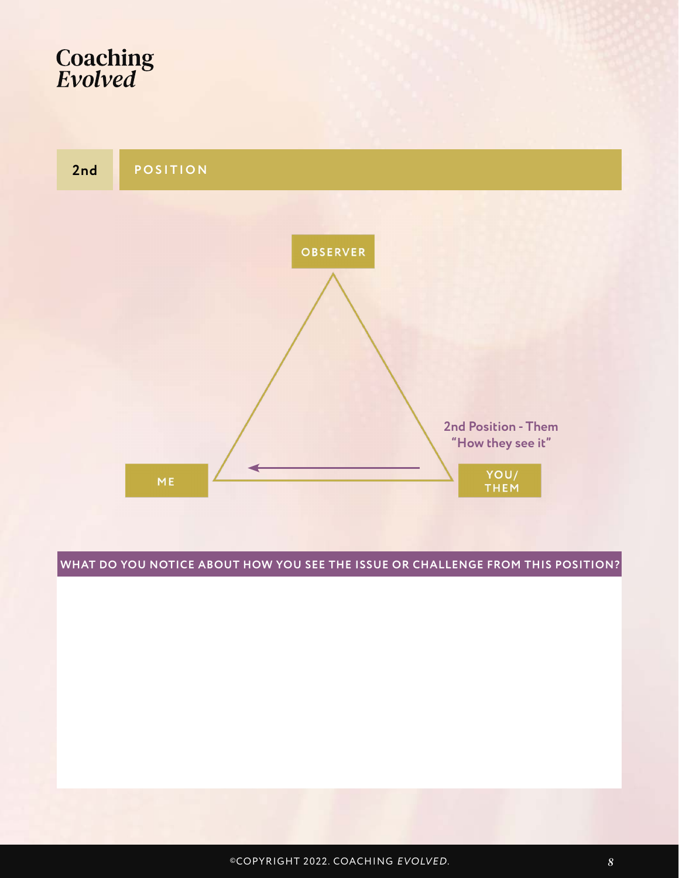Coaching *Evolved*

## 2nd POSITION

OBSERVER

ME

YOU/ THEM

2nd Position - Them
"How they see it"

**WHAT DO YOU NOTICE ABOUT HOW YOU SEE THE ISSUE OR CHALLENGE FROM THIS POSITION?**

©COPYRIGHT 2022. COACHING *EVOLVED*.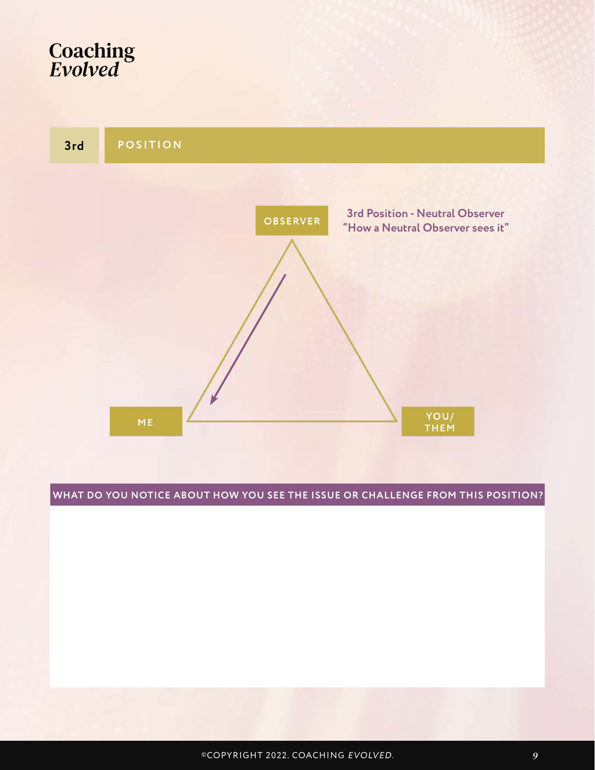# 3rd POSITION

OBSERVER

**3rd Position - Neutral Observer**
**"How a Neutral Observer sees it"**

ME

YOU/ THEM

**WHAT DO YOU NOTICE ABOUT HOW YOU SEE THE ISSUE OR CHALLENGE FROM THIS POSITION?**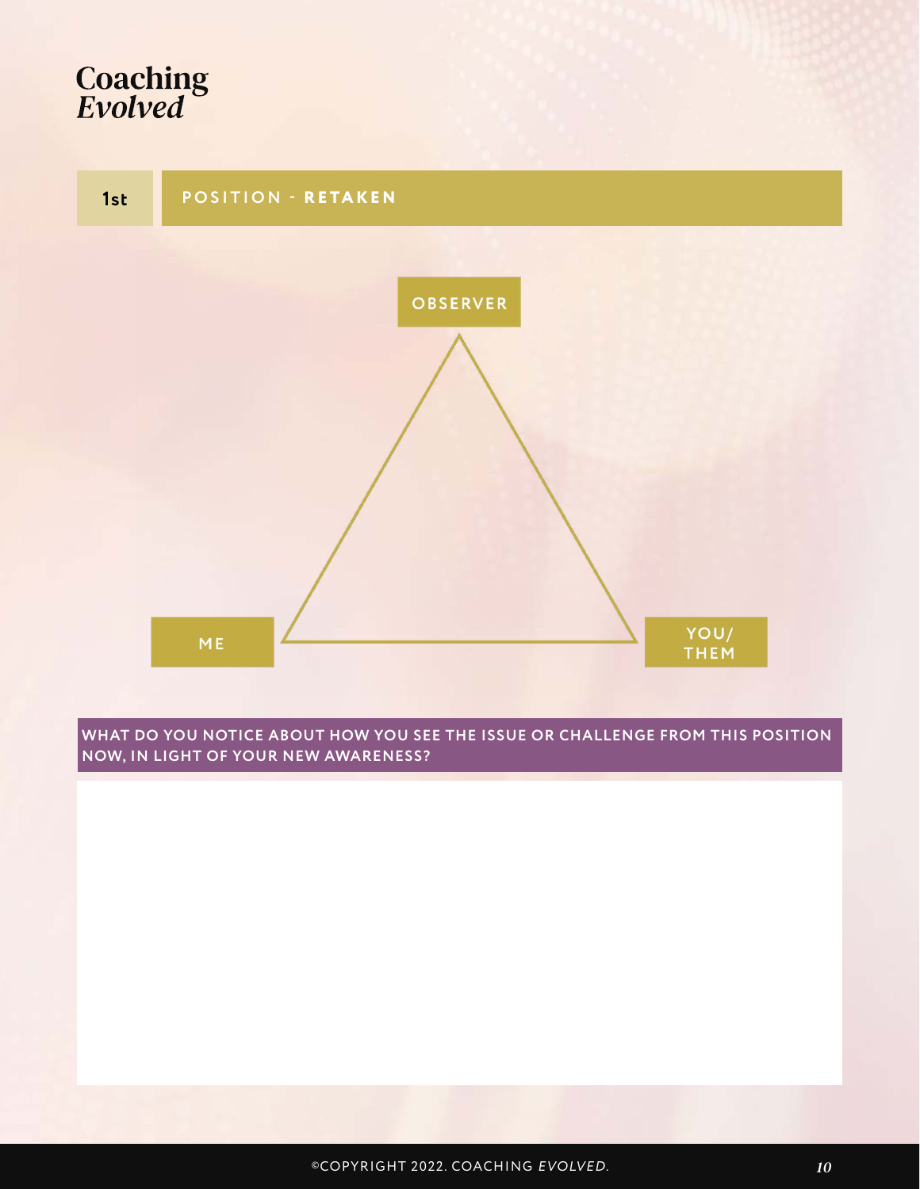Coaching *Evolved*

## 1st POSITION - **RETAKEN**

OBSERVER

ME

YOU/ THEM

**WHAT DO YOU NOTICE ABOUT HOW YOU SEE THE ISSUE OR CHALLENGE FROM THIS POSITION NOW, IN LIGHT OF YOUR NEW AWARENESS?**

©COPYRIGHT 2022. COACHING *EVOLVED*.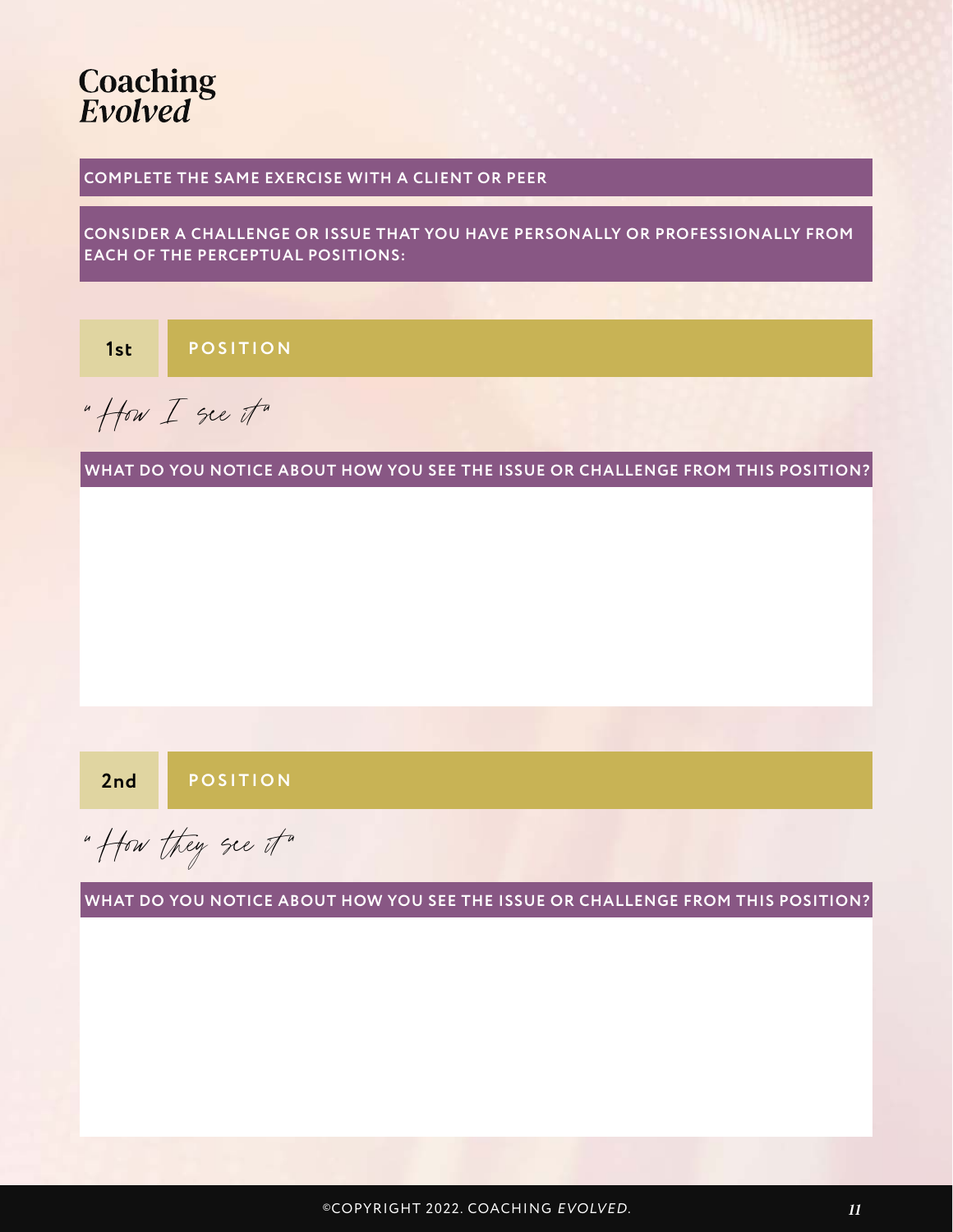# Coaching *Evolved*

**COMPLETE THE SAME EXERCISE WITH A CLIENT OR PEER**

**CONSIDER A CHALLENGE OR ISSUE THAT YOU HAVE PERSONALLY OR PROFESSIONALLY FROM EACH OF THE PERCEPTUAL POSITIONS:**

## 1st POSITION

*"How I see it"*

**WHAT DO YOU NOTICE ABOUT HOW YOU SEE THE ISSUE OR CHALLENGE FROM THIS POSITION?**

## 2nd POSITION

*"How they see it"*

**WHAT DO YOU NOTICE ABOUT HOW YOU SEE THE ISSUE OR CHALLENGE FROM THIS POSITION?**

©COPYRIGHT 2022. COACHING *EVOLVED*.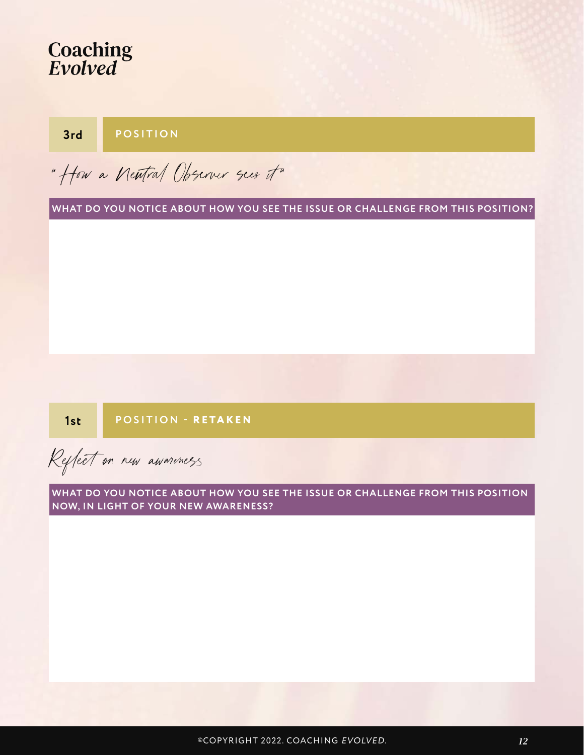**Coaching**
***Evolved***

## 3rd POSITION

*"How a Neutral Observer sees it"*

**WHAT DO YOU NOTICE ABOUT HOW YOU SEE THE ISSUE OR CHALLENGE FROM THIS POSITION?**

## 1st POSITION - RETAKEN

*Reflect on new awareness*

**WHAT DO YOU NOTICE ABOUT HOW YOU SEE THE ISSUE OR CHALLENGE FROM THIS POSITION NOW, IN LIGHT OF YOUR NEW AWARENESS?**

©COPYRIGHT 2022. COACHING *EVOLVED.*